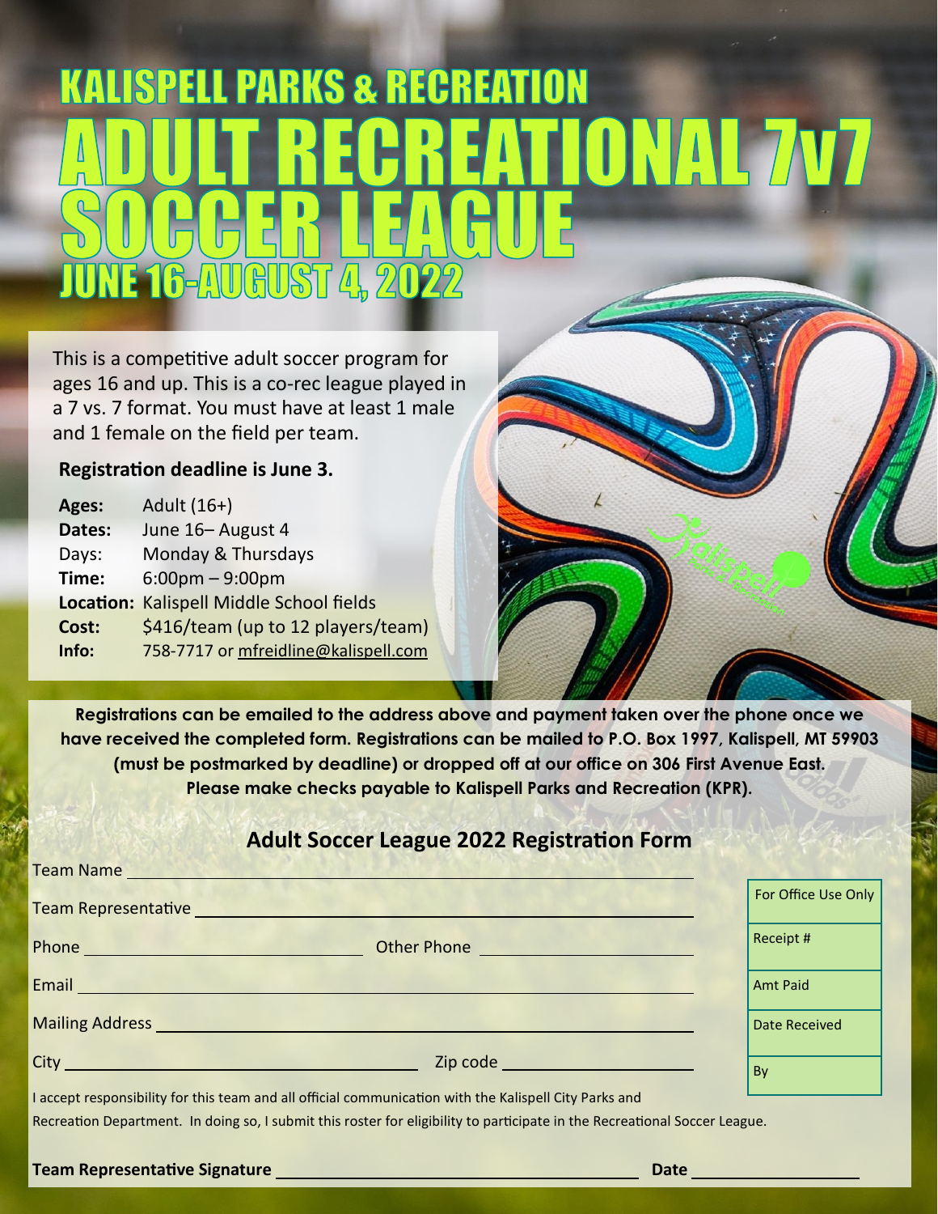# KALISPELL PARKS & RECREATION

# ADULT RECREATIONAL 7v7 SOCCER LEAGUE

## JUNE 16-AUGUST 4, 2022

This is a competitive adult soccer program for ages 16 and up. This is a co-rec league played in a 7 vs. 7 format. You must have at least 1 male and 1 female on the field per team.

**Registration deadline is June 3.**

| | |
|---|---|
| **Ages:** | Adult (16+) |
| **Dates:** | June 16– August 4 |
| Days: | Monday & Thursdays |
| **Time:** | 6:00pm – 9:00pm |
| **Location:** | Kalispell Middle School fields |
| **Cost:** | $416/team (up to 12 players/team) |
| **Info:** | 758-7717 or mfreidline@kalispell.com |

**Registrations can be emailed to the address above and payment taken over the phone once we have received the completed form. Registrations can be mailed to P.O. Box 1997, Kalispell, MT 59903 (must be postmarked by deadline) or dropped off at our office on 306 First Avenue East. Please make checks payable to Kalispell Parks and Recreation (KPR).**

## Adult Soccer League 2022 Registration Form

Team Name ______________________________

Team Representative ______________________________

Phone ____________________ Other Phone ____________________

Email ______________________________

Mailing Address ______________________________

City ____________________ Zip code ____________________

| For Office Use Only |
|---|
| Receipt # |
| Amt Paid |
| Date Received |
| By |

I accept responsibility for this team and all official communication with the Kalispell City Parks and Recreation Department. In doing so, I submit this roster for eligibility to participate in the Recreational Soccer League.

**Team Representative Signature** ______________________________ **Date** ____________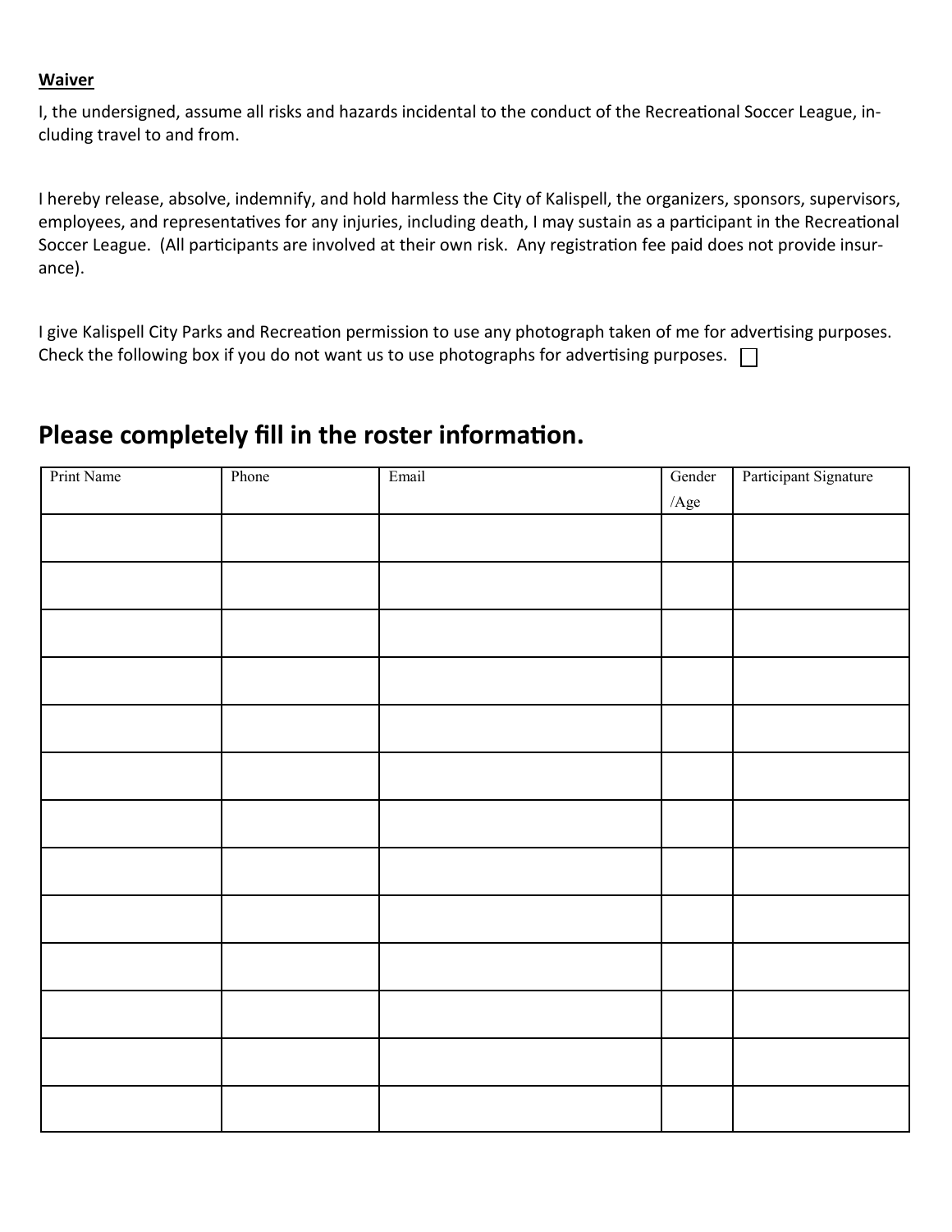**Waiver**

I, the undersigned, assume all risks and hazards incidental to the conduct of the Recreational Soccer League, including travel to and from.

I hereby release, absolve, indemnify, and hold harmless the City of Kalispell, the organizers, sponsors, supervisors, employees, and representatives for any injuries, including death, I may sustain as a participant in the Recreational Soccer League. (All participants are involved at their own risk. Any registration fee paid does not provide insurance).

I give Kalispell City Parks and Recreation permission to use any photograph taken of me for advertising purposes. Check the following box if you do not want us to use photographs for advertising purposes. ☐

## Please completely fill in the roster information.

| Print Name | Phone | Email | Gender /Age | Participant Signature |
|---|---|---|---|---|
| | | | | |
| | | | | |
| | | | | |
| | | | | |
| | | | | |
| | | | | |
| | | | | |
| | | | | |
| | | | | |
| | | | | |
| | | | | |
| | | | | |
| | | | | |